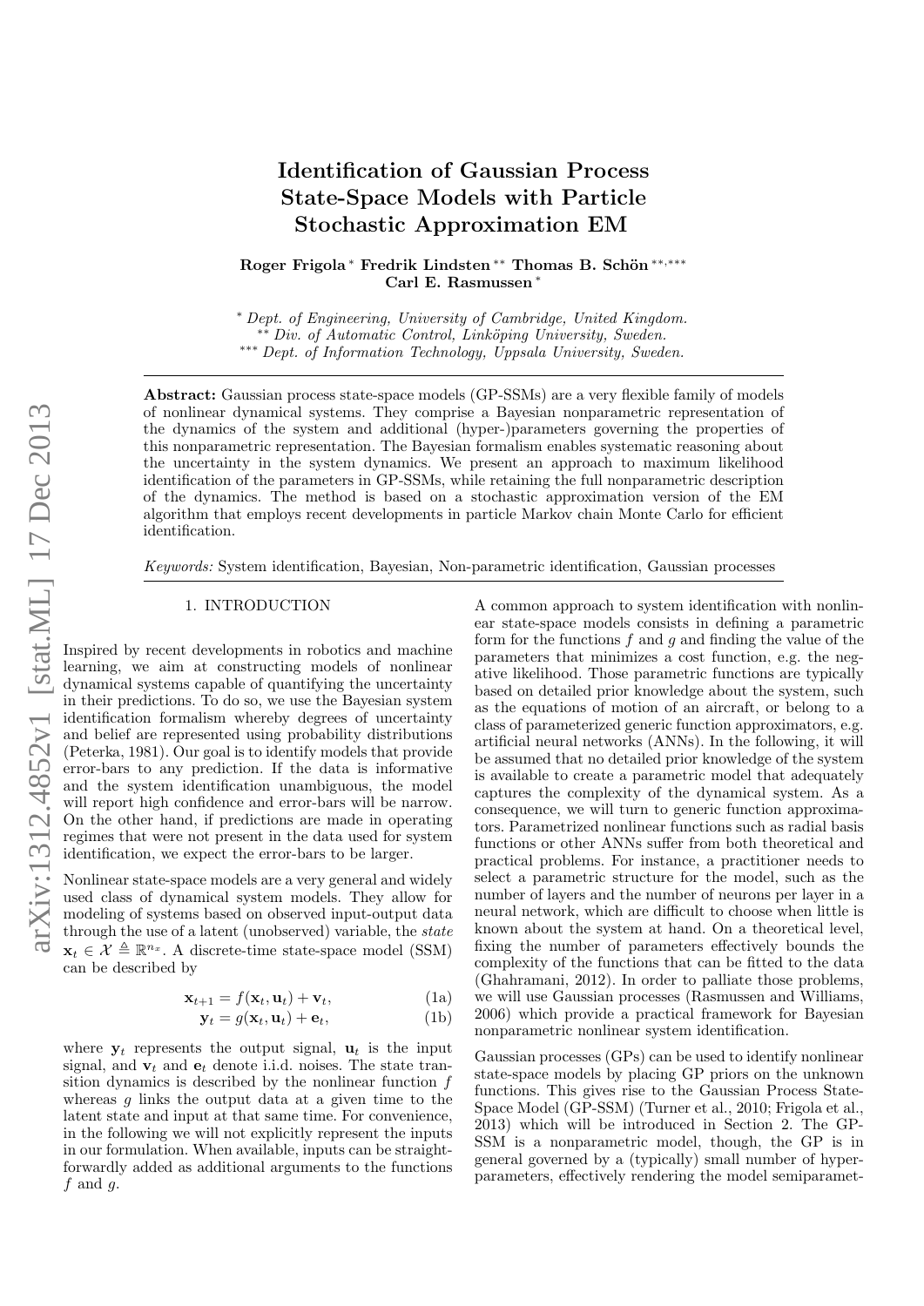# Identification of Gaussian Process State-Space Models with Particle Stochastic Approximation EM

**Roger Frigola** [*] **Fredrik Lindsten** [**] **Thomas B. Schön** [**,***] **Carl E. Rasmussen** [*]

[*] *Dept. of Engineering, University of Cambridge, United Kingdom.*
[**] *Div. of Automatic Control, Linköping University, Sweden.*
[***] *Dept. of Information Technology, Uppsala University, Sweden.*

**Abstract:** Gaussian process state-space models (GP-SSMs) are a very flexible family of models of nonlinear dynamical systems. They comprise a Bayesian nonparametric representation of the dynamics of the system and additional (hyper-)parameters governing the properties of this nonparametric representation. The Bayesian formalism enables systematic reasoning about the uncertainty in the system dynamics. We present an approach to maximum likelihood identification of the parameters in GP-SSMs, while retaining the full nonparametric description of the dynamics. The method is based on a stochastic approximation version of the EM algorithm that employs recent developments in particle Markov chain Monte Carlo for efficient identification.

*Keywords:* System identification, Bayesian, Non-parametric identification, Gaussian processes

## 1. INTRODUCTION

Inspired by recent developments in robotics and machine learning, we aim at constructing models of nonlinear dynamical systems capable of quantifying the uncertainty in their predictions. To do so, we use the Bayesian system identification formalism whereby degrees of uncertainty and belief are represented using probability distributions (Peterka, 1981). Our goal is to identify models that provide error-bars to any prediction. If the data is informative and the system identification unambiguous, the model will report high confidence and error-bars will be narrow. On the other hand, if predictions are made in operating regimes that were not present in the data used for system identification, we expect the error-bars to be larger.

Nonlinear state-space models are a very general and widely used class of dynamical system models. They allow for modeling of systems based on observed input-output data through the use of a latent (unobserved) variable, the *state* $\mathbf{x}_t \in \mathcal{X} \triangleq \mathbb{R}^{n_x}$. A discrete-time state-space model (SSM) can be described by

$$\mathbf{x}_{t+1} = f(\mathbf{x}_t, \mathbf{u}_t) + \mathbf{v}_t, \tag{1a}$$

$$\mathbf{y}_t = g(\mathbf{x}_t, \mathbf{u}_t) + \mathbf{e}_t, \tag{1b}$$

where $\mathbf{y}_t$ represents the output signal, $\mathbf{u}_t$ is the input signal, and $\mathbf{v}_t$ and $\mathbf{e}_t$ denote i.i.d. noises. The state transition dynamics is described by the nonlinear function $f$ whereas $g$ links the output data at a given time to the latent state and input at that same time. For convenience, in the following we will not explicitly represent the inputs in our formulation. When available, inputs can be straightforwardly added as additional arguments to the functions $f$ and $g$.

A common approach to system identification with nonlinear state-space models consists in defining a parametric form for the functions $f$ and $g$ and finding the value of the parameters that minimizes a cost function, e.g. the negative likelihood. Those parametric functions are typically based on detailed prior knowledge about the system, such as the equations of motion of an aircraft, or belong to a class of parameterized generic function approximators, e.g. artificial neural networks (ANNs). In the following, it will be assumed that no detailed prior knowledge of the system is available to create a parametric model that adequately captures the complexity of the dynamical system. As a consequence, we will turn to generic function approximators. Parametrized nonlinear functions such as radial basis functions or other ANNs suffer from both theoretical and practical problems. For instance, a practitioner needs to select a parametric structure for the model, such as the number of layers and the number of neurons per layer in a neural network, which are difficult to choose when little is known about the system at hand. On a theoretical level, fixing the number of parameters effectively bounds the complexity of the functions that can be fitted to the data (Ghahramani, 2012). In order to palliate those problems, we will use Gaussian processes (Rasmussen and Williams, 2006) which provide a practical framework for Bayesian nonparametric nonlinear system identification.

Gaussian processes (GPs) can be used to identify nonlinear state-space models by placing GP priors on the unknown functions. This gives rise to the Gaussian Process State-Space Model (GP-SSM) (Turner et al., 2010; Frigola et al., 2013) which will be introduced in Section 2. The GP-SSM is a nonparametric model, though, the GP is in general governed by a (typically) small number of hyper-parameters, effectively rendering the model semiparamet-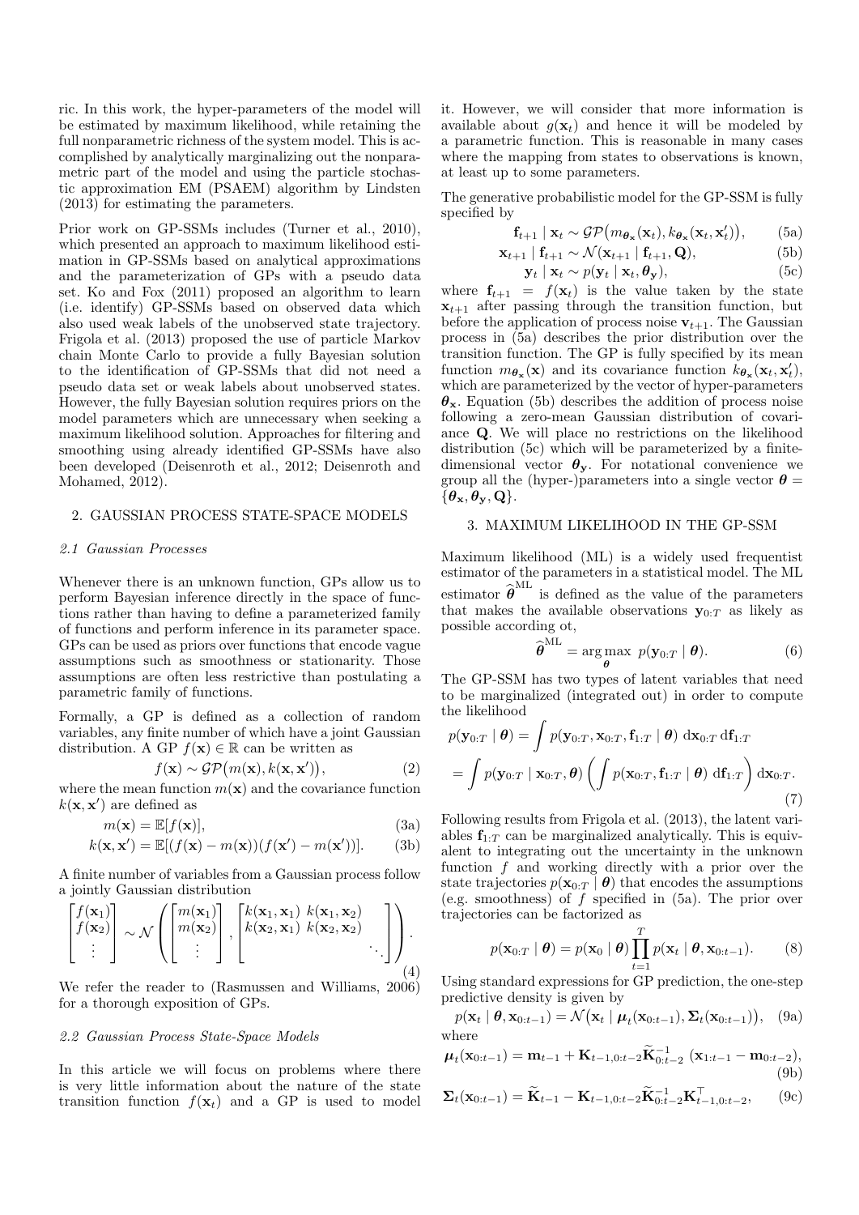ric. In this work, the hyper-parameters of the model will be estimated by maximum likelihood, while retaining the full nonparametric richness of the system model. This is accomplished by analytically marginalizing out the nonparametric part of the model and using the particle stochastic approximation EM (PSAEM) algorithm by Lindsten (2013) for estimating the parameters.

Prior work on GP-SSMs includes (Turner et al., 2010), which presented an approach to maximum likelihood estimation in GP-SSMs based on analytical approximations and the parameterization of GPs with a pseudo data set. Ko and Fox (2011) proposed an algorithm to learn (i.e. identify) GP-SSMs based on observed data which also used weak labels of the unobserved state trajectory. Frigola et al. (2013) proposed the use of particle Markov chain Monte Carlo to provide a fully Bayesian solution to the identification of GP-SSMs that did not need a pseudo data set or weak labels about unobserved states. However, the fully Bayesian solution requires priors on the model parameters which are unnecessary when seeking a maximum likelihood solution. Approaches for filtering and smoothing using already identified GP-SSMs have also been developed (Deisenroth et al., 2012; Deisenroth and Mohamed, 2012).

## 2. GAUSSIAN PROCESS STATE-SPACE MODELS

### 2.1 Gaussian Processes

Whenever there is an unknown function, GPs allow us to perform Bayesian inference directly in the space of functions rather than having to define a parameterized family of functions and perform inference in its parameter space. GPs can be used as priors over functions that encode vague assumptions such as smoothness or stationarity. Those assumptions are often less restrictive than postulating a parametric family of functions.

Formally, a GP is defined as a collection of random variables, any finite number of which have a joint Gaussian distribution. A GP $f(\mathbf{x}) \in \mathbb{R}$ can be written as

$$f(\mathbf{x}) \sim \mathcal{GP}\big(m(\mathbf{x}), k(\mathbf{x}, \mathbf{x}')\big), \tag{2}$$

where the mean function $m(\mathbf{x})$ and the covariance function $k(\mathbf{x}, \mathbf{x}')$ are defined as

$$m(\mathbf{x}) = \mathbb{E}[f(\mathbf{x})], \tag{3a}$$

$$k(\mathbf{x}, \mathbf{x}') = \mathbb{E}[(f(\mathbf{x}) - m(\mathbf{x}))(f(\mathbf{x}') - m(\mathbf{x}'))]. \tag{3b}$$

A finite number of variables from a Gaussian process follow a jointly Gaussian distribution

$$\begin{bmatrix} f(\mathbf{x}_1) \\ f(\mathbf{x}_2) \\ \vdots \end{bmatrix} \sim \mathcal{N}\left( \begin{bmatrix} m(\mathbf{x}_1) \\ m(\mathbf{x}_2) \\ \vdots \end{bmatrix}, \begin{bmatrix} k(\mathbf{x}_1, \mathbf{x}_1) & k(\mathbf{x}_1, \mathbf{x}_2) & \\ k(\mathbf{x}_2, \mathbf{x}_1) & k(\mathbf{x}_2, \mathbf{x}_2) & \\ & & \ddots \end{bmatrix} \right). \tag{4}$$

We refer the reader to (Rasmussen and Williams, 2006) for a thorough exposition of GPs.

### 2.2 Gaussian Process State-Space Models

In this article we will focus on problems where there is very little information about the nature of the state transition function $f(\mathbf{x}_t)$ and a GP is used to model it. However, we will consider that more information is available about $g(\mathbf{x}_t)$ and hence it will be modeled by a parametric function. This is reasonable in many cases where the mapping from states to observations is known, at least up to some parameters.

The generative probabilistic model for the GP-SSM is fully specified by

$$\mathbf{f}_{t+1} \mid \mathbf{x}_t \sim \mathcal{GP}\big(m_{\boldsymbol{\theta}_\mathbf{x}}(\mathbf{x}_t), k_{\boldsymbol{\theta}_\mathbf{x}}(\mathbf{x}_t, \mathbf{x}_t')\big), \tag{5a}$$

$$\mathbf{x}_{t+1} \mid \mathbf{f}_{t+1} \sim \mathcal{N}(\mathbf{x}_{t+1} \mid \mathbf{f}_{t+1}, \mathbf{Q}), \tag{5b}$$

$$\mathbf{y}_t \mid \mathbf{x}_t \sim p(\mathbf{y}_t \mid \mathbf{x}_t, \boldsymbol{\theta}_\mathbf{y}), \tag{5c}$$

where $\mathbf{f}_{t+1} = f(\mathbf{x}_t)$ is the value taken by the state $\mathbf{x}_{t+1}$ after passing through the transition function, but before the application of process noise $\mathbf{v}_{t+1}$. The Gaussian process in (5a) describes the prior distribution over the transition function. The GP is fully specified by its mean function $m_{\boldsymbol{\theta}_\mathbf{x}}(\mathbf{x})$ and its covariance function $k_{\boldsymbol{\theta}_\mathbf{x}}(\mathbf{x}_t, \mathbf{x}_t')$, which are parameterized by the vector of hyper-parameters $\boldsymbol{\theta}_\mathbf{x}$. Equation (5b) describes the addition of process noise following a zero-mean Gaussian distribution of covariance $\mathbf{Q}$. We will place no restrictions on the likelihood distribution (5c) which will be parameterized by a finite-dimensional vector $\boldsymbol{\theta}_\mathbf{y}$. For notational convenience we group all the (hyper-)parameters into a single vector $\boldsymbol{\theta} = \{\boldsymbol{\theta}_\mathbf{x}, \boldsymbol{\theta}_\mathbf{y}, \mathbf{Q}\}$.

## 3. MAXIMUM LIKELIHOOD IN THE GP-SSM

Maximum likelihood (ML) is a widely used frequentist estimator of the parameters in a statistical model. The ML estimator $\widehat{\boldsymbol{\theta}}^{\mathrm{ML}}$ is defined as the value of the parameters that makes the available observations $\mathbf{y}_{0:T}$ as likely as possible according ot,

$$\widehat{\boldsymbol{\theta}}^{\mathrm{ML}} = \arg\max_{\boldsymbol{\theta}} \; p(\mathbf{y}_{0:T} \mid \boldsymbol{\theta}). \tag{6}$$

The GP-SSM has two types of latent variables that need to be marginalized (integrated out) in order to compute the likelihood

$$\begin{aligned} p(\mathbf{y}_{0:T} \mid \boldsymbol{\theta}) &= \int p(\mathbf{y}_{0:T}, \mathbf{x}_{0:T}, \mathbf{f}_{1:T} \mid \boldsymbol{\theta}) \, \mathrm{d}\mathbf{x}_{0:T} \, \mathrm{d}\mathbf{f}_{1:T} \\ &= \int p(\mathbf{y}_{0:T} \mid \mathbf{x}_{0:T}, \boldsymbol{\theta}) \left( \int p(\mathbf{x}_{0:T}, \mathbf{f}_{1:T} \mid \boldsymbol{\theta}) \, \mathrm{d}\mathbf{f}_{1:T} \right) \mathrm{d}\mathbf{x}_{0:T}. \end{aligned} \tag{7}$$

Following results from Frigola et al. (2013), the latent variables $\mathbf{f}_{1:T}$ can be marginalized analytically. This is equivalent to integrating out the uncertainty in the unknown function $f$ and working directly with a prior over the state trajectories $p(\mathbf{x}_{0:T} \mid \boldsymbol{\theta})$ that encodes the assumptions (e.g. smoothness) of $f$ specified in (5a). The prior over trajectories can be factorized as

$$p(\mathbf{x}_{0:T} \mid \boldsymbol{\theta}) = p(\mathbf{x}_0 \mid \boldsymbol{\theta}) \prod_{t=1}^{T} p(\mathbf{x}_t \mid \boldsymbol{\theta}, \mathbf{x}_{0:t-1}). \tag{8}$$

Using standard expressions for GP prediction, the one-step predictive density is given by

$$p(\mathbf{x}_t \mid \boldsymbol{\theta}, \mathbf{x}_{0:t-1}) = \mathcal{N}\big(\mathbf{x}_t \mid \boldsymbol{\mu}_t(\mathbf{x}_{0:t-1}), \boldsymbol{\Sigma}_t(\mathbf{x}_{0:t-1})\big), \tag{9a}$$

where

$$\boldsymbol{\mu}_t(\mathbf{x}_{0:t-1}) = \mathbf{m}_{t-1} + \mathbf{K}_{t-1,0:t-2} \widetilde{\mathbf{K}}_{0:t-2}^{-1} \, (\mathbf{x}_{1:t-1} - \mathbf{m}_{0:t-2}), \tag{9b}$$

$$\boldsymbol{\Sigma}_t(\mathbf{x}_{0:t-1}) = \widetilde{\mathbf{K}}_{t-1} - \mathbf{K}_{t-1,0:t-2} \widetilde{\mathbf{K}}_{0:t-2}^{-1} \mathbf{K}_{t-1,0:t-2}^{\top}, \tag{9c}$$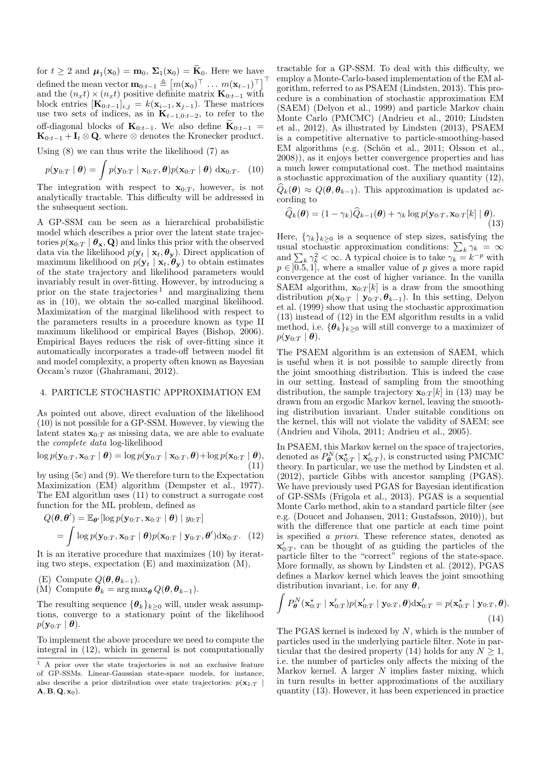for $t \geq 2$ and $\boldsymbol{\mu}_1(\mathbf{x}_0) = \mathbf{m}_0$, $\boldsymbol{\Sigma}_1(\mathbf{x}_0) = \widetilde{\mathbf{K}}_0$. Here we have defined the mean vector $\mathbf{m}_{0:t-1} \triangleq \left[m(\mathbf{x}_0)^\top \; \dots \; m(\mathbf{x}_{t-1})^\top\right]^\top$ and the $(n_x t) \times (n_x t)$ positive definite matrix $\mathbf{K}_{0:t-1}$ with block entries $[\mathbf{K}_{0:t-1}]_{i,j} = k(\mathbf{x}_{i-1}, \mathbf{x}_{j-1})$. These matrices use two sets of indices, as in $\mathbf{K}_{t-1,0:t-2}$, to refer to the off-diagonal blocks of $\mathbf{K}_{0:t-1}$. We also define $\widetilde{\mathbf{K}}_{0:t-1} = \mathbf{K}_{0:t-1} + \mathbf{I}_t \otimes \mathbf{Q}$, where $\otimes$ denotes the Kronecker product.

Using (8) we can thus write the likelihood (7) as

$$p(\mathbf{y}_{0:T} \mid \boldsymbol{\theta}) = \int p(\mathbf{y}_{0:T} \mid \mathbf{x}_{0:T}, \boldsymbol{\theta}) p(\mathbf{x}_{0:T} \mid \boldsymbol{\theta}) \, \mathrm{d}\mathbf{x}_{0:T}. \quad (10)$$

The integration with respect to $\mathbf{x}_{0:T}$, however, is not analytically tractable. This difficulty will be addressed in the subsequent section.

A GP-SSM can be seen as a hierarchical probabilistic model which describes a prior over the latent state trajectories $p(\mathbf{x}_{0:T} \mid \boldsymbol{\theta}_\mathbf{x}, \mathbf{Q})$ and links this prior with the observed data via the likelihood $p(\mathbf{y}_t \mid \mathbf{x}_t, \boldsymbol{\theta}_\mathbf{y})$. Direct application of maximum likelihood on $p(\mathbf{y}_t \mid \mathbf{x}_t, \boldsymbol{\theta}_\mathbf{y})$ to obtain estimates of the state trajectory and likelihood parameters would invariably result in over-fitting. However, by introducing a prior on the state trajectories [1] and marginalizing them as in (10), we obtain the so-called marginal likelihood. Maximization of the marginal likelihood with respect to the parameters results in a procedure known as type II maximum likelihood or empirical Bayes (Bishop, 2006). Empirical Bayes reduces the risk of over-fitting since it automatically incorporates a trade-off between model fit and model complexity, a property often known as Bayesian Occam's razor (Ghahramani, 2012).

## 4. PARTICLE STOCHASTIC APPROXIMATION EM

As pointed out above, direct evaluation of the likelihood (10) is not possible for a GP-SSM. However, by viewing the latent states $\mathbf{x}_{0:T}$ as missing data, we are able to evaluate the *complete data* log-likelihood

$$\log p(\mathbf{y}_{0:T}, \mathbf{x}_{0:T} \mid \boldsymbol{\theta}) = \log p(\mathbf{y}_{0:T} \mid \mathbf{x}_{0:T}, \boldsymbol{\theta}) + \log p(\mathbf{x}_{0:T} \mid \boldsymbol{\theta}), \quad (11)$$

by using (5c) and (9). We therefore turn to the Expectation Maximization (EM) algorithm (Dempster et al., 1977). The EM algorithm uses (11) to construct a surrogate cost function for the ML problem, defined as

$$\begin{aligned} Q(\boldsymbol{\theta}, \boldsymbol{\theta}') &= \mathbb{E}_{\boldsymbol{\theta}'}[\log p(\mathbf{y}_{0:T}, \mathbf{x}_{0:T} \mid \boldsymbol{\theta}) \mid y_{0:T}] \\ &= \int \log p(\mathbf{y}_{0:T}, \mathbf{x}_{0:T} \mid \boldsymbol{\theta}) p(\mathbf{x}_{0:T} \mid \mathbf{y}_{0:T}, \boldsymbol{\theta}') \mathrm{d}\mathbf{x}_{0:T}. \quad (12) \end{aligned}$$

It is an iterative procedure that maximizes (10) by iterating two steps, expectation (E) and maximization (M),

(E) Compute $Q(\boldsymbol{\theta}, \boldsymbol{\theta}_{k-1})$.
(M) Compute $\boldsymbol{\theta}_k = \arg\max_{\boldsymbol{\theta}} Q(\boldsymbol{\theta}, \boldsymbol{\theta}_{k-1})$.

The resulting sequence $\{\boldsymbol{\theta}_k\}_{k \geq 0}$ will, under weak assumptions, converge to a stationary point of the likelihood $p(\mathbf{y}_{0:T} \mid \boldsymbol{\theta})$.

To implement the above procedure we need to compute the integral in (12), which in general is not computationally tractable for a GP-SSM. To deal with this difficulty, we employ a Monte-Carlo-based implementation of the EM algorithm, referred to as PSAEM (Lindsten, 2013). This procedure is a combination of stochastic approximation EM (SAEM) (Delyon et al., 1999) and particle Markov chain Monte Carlo (PMCMC) (Andrieu et al., 2010; Lindsten et al., 2012). As illustrated by Lindsten (2013), PSAEM is a competitive alternative to particle-smoothing-based EM algorithms (e.g. (Schön et al., 2011; Olsson et al., 2008)), as it enjoys better convergence properties and has a much lower computational cost. The method maintains a stochastic approximation of the auxiliary quantity (12), $\widehat{Q}_k(\boldsymbol{\theta}) \approx Q(\boldsymbol{\theta}, \boldsymbol{\theta}_{k-1})$. This approximation is updated according to

$$\widehat{Q}_k(\boldsymbol{\theta}) = (1 - \gamma_k)\widehat{Q}_{k-1}(\boldsymbol{\theta}) + \gamma_k \log p(\mathbf{y}_{0:T}, \mathbf{x}_{0:T}[k] \mid \boldsymbol{\theta}). \quad (13)$$

Here, $\{\gamma_k\}_{k \geq 0}$ is a sequence of step sizes, satisfying the usual stochastic approximation conditions: $\sum_k \gamma_k = \infty$ and $\sum_k \gamma_k^2 < \infty$. A typical choice is to take $\gamma_k = k^{-p}$ with $p \in ]0.5, 1]$, where a smaller value of $p$ gives a more rapid convergence at the cost of higher variance. In the vanilla SAEM algorithm, $\mathbf{x}_{0:T}[k]$ is a draw from the smoothing distribution $p(\mathbf{x}_{0:T} \mid \mathbf{y}_{0:T}, \boldsymbol{\theta}_{k-1})$. In this setting, Delyon et al. (1999) show that using the stochastic approximation (13) instead of (12) in the EM algorithm results in a valid method, i.e. $\{\boldsymbol{\theta}_k\}_{k \geq 0}$ will still converge to a maximizer of $p(\mathbf{y}_{0:T} \mid \boldsymbol{\theta})$.

The PSAEM algorithm is an extension of SAEM, which is useful when it is not possible to sample directly from the joint smoothing distribution. This is indeed the case in our setting. Instead of sampling from the smoothing distribution, the sample trajectory $\mathbf{x}_{0:T}[k]$ in (13) may be drawn from an ergodic Markov kernel, leaving the smoothing distribution invariant. Under suitable conditions on the kernel, this will not violate the validity of SAEM; see (Andrieu and Vihola, 2011; Andrieu et al., 2005).

In PSAEM, this Markov kernel on the space of trajectories, denoted as $P_{\boldsymbol{\theta}}^N(\mathbf{x}^\star_{0:T} \mid \mathbf{x}'_{0:T})$, is constructed using PMCMC theory. In particular, we use the method by Lindsten et al. (2012), particle Gibbs with ancestor sampling (PGAS). We have previously used PGAS for Bayesian identification of GP-SSMs (Frigola et al., 2013). PGAS is a sequential Monte Carlo method, akin to a standard particle filter (see e.g. (Doucet and Johansen, 2011; Gustafsson, 2010)), but with the difference that one particle at each time point is specified *a priori*. These reference states, denoted as $\mathbf{x}'_{0:T}$, can be thought of as guiding the particles of the particle filter to the "correct" regions of the state-space. More formally, as shown by Lindsten et al. (2012), PGAS defines a Markov kernel which leaves the joint smoothing distribution invariant, i.e. for any $\boldsymbol{\theta}$,

$$\int P_{\boldsymbol{\theta}}^N(\mathbf{x}^\star_{0:T} \mid \mathbf{x}'_{0:T}) p(\mathbf{x}'_{0:T} \mid \mathbf{y}_{0:T}, \boldsymbol{\theta}) \mathrm{d}\mathbf{x}'_{0:T} = p(\mathbf{x}^\star_{0:T} \mid \mathbf{y}_{0:T}, \boldsymbol{\theta}). \quad (14)$$

The PGAS kernel is indexed by $N$, which is the number of particles used in the underlying particle filter. Note in particular that the desired property (14) holds for any $N \geq 1$, i.e. the number of particles only affects the mixing of the Markov kernel. A larger $N$ implies faster mixing, which in turn results in better approximations of the auxiliary quantity (13). However, it has been experienced in practice

[1] A prior over the state trajectories is not an exclusive feature of GP-SSMs. Linear-Gaussian state-space models, for instance, also describe a prior distribution over state trajectories: $p(\mathbf{x}_{1:T} \mid \mathbf{A}, \mathbf{B}, \mathbf{Q}, \mathbf{x}_0)$.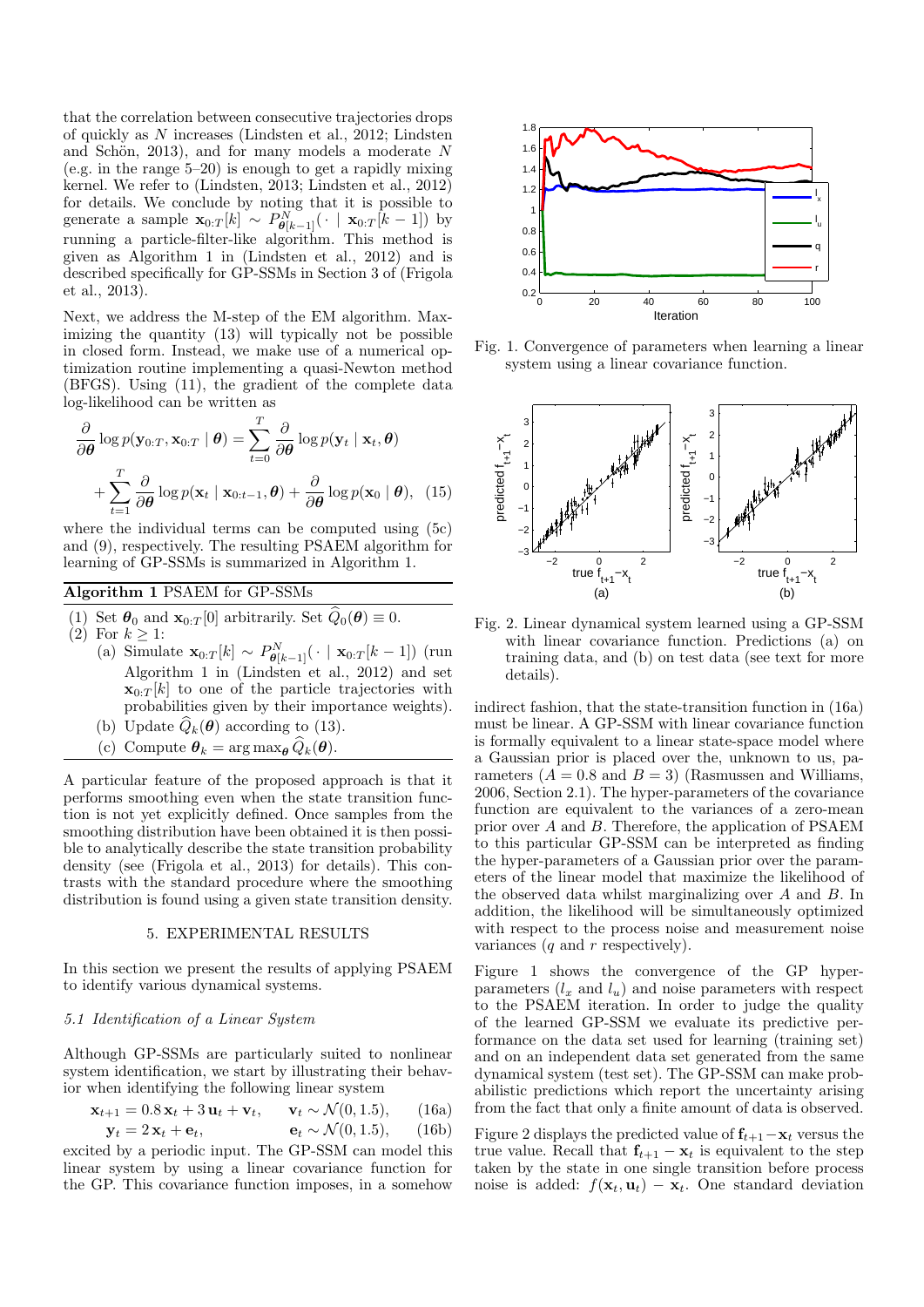that the correlation between consecutive trajectories drops of quickly as $N$ increases (Lindsten et al., 2012; Lindsten and Schön, 2013), and for many models a moderate $N$ (e.g. in the range 5–20) is enough to get a rapidly mixing kernel. We refer to (Lindsten, 2013; Lindsten et al., 2012) for details. We conclude by noting that it is possible to generate a sample $\mathbf{x}_{0:T}[k] \sim P^N_{\boldsymbol{\theta}[k-1]}(\cdot \mid \mathbf{x}_{0:T}[k-1])$ by running a particle-filter-like algorithm. This method is given as Algorithm 1 in (Lindsten et al., 2012) and is described specifically for GP-SSMs in Section 3 of (Frigola et al., 2013).

Next, we address the M-step of the EM algorithm. Maximizing the quantity (13) will typically not be possible in closed form. Instead, we make use of a numerical optimization routine implementing a quasi-Newton method (BFGS). Using (11), the gradient of the complete data log-likelihood can be written as

$$\frac{\partial}{\partial \boldsymbol{\theta}} \log p(\mathbf{y}_{0:T}, \mathbf{x}_{0:T} \mid \boldsymbol{\theta}) = \sum_{t=0}^{T} \frac{\partial}{\partial \boldsymbol{\theta}} \log p(\mathbf{y}_t \mid \mathbf{x}_t, \boldsymbol{\theta}) + \sum_{t=1}^{T} \frac{\partial}{\partial \boldsymbol{\theta}} \log p(\mathbf{x}_t \mid \mathbf{x}_{0:t-1}, \boldsymbol{\theta}) + \frac{\partial}{\partial \boldsymbol{\theta}} \log p(\mathbf{x}_0 \mid \boldsymbol{\theta}), \quad (15)$$

where the individual terms can be computed using (5c) and (9), respectively. The resulting PSAEM algorithm for learning of GP-SSMs is summarized in Algorithm 1.

**Algorithm 1** PSAEM for GP-SSMs

1. Set $\boldsymbol{\theta}_0$ and $\mathbf{x}_{0:T}[0]$ arbitrarily. Set $\widehat{Q}_0(\boldsymbol{\theta}) \equiv 0$.
2. For $k \geq 1$:
   - (a) Simulate $\mathbf{x}_{0:T}[k] \sim P^N_{\boldsymbol{\theta}[k-1]}(\cdot \mid \mathbf{x}_{0:T}[k-1])$ (run Algorithm 1 in (Lindsten et al., 2012) and set $\mathbf{x}_{0:T}[k]$ to one of the particle trajectories with probabilities given by their importance weights).
   - (b) Update $\widehat{Q}_k(\boldsymbol{\theta})$ according to (13).
   - (c) Compute $\boldsymbol{\theta}_k = \arg\max_{\boldsymbol{\theta}} \widehat{Q}_k(\boldsymbol{\theta})$.

A particular feature of the proposed approach is that it performs smoothing even when the state transition function is not yet explicitly defined. Once samples from the smoothing distribution have been obtained it is then possible to analytically describe the state transition probability density (see (Frigola et al., 2013) for details). This contrasts with the standard procedure where the smoothing distribution is found using a given state transition density.

## 5. EXPERIMENTAL RESULTS

In this section we present the results of applying PSAEM to identify various dynamical systems.

### *5.1 Identification of a Linear System*

Although GP-SSMs are particularly suited to nonlinear system identification, we start by illustrating their behavior when identifying the following linear system

$$\mathbf{x}_{t+1} = 0.8\,\mathbf{x}_t + 3\,\mathbf{u}_t + \mathbf{v}_t, \qquad \mathbf{v}_t \sim \mathcal{N}(0, 1.5), \quad (16a)$$
$$\mathbf{y}_t = 2\,\mathbf{x}_t + \mathbf{e}_t, \qquad \mathbf{e}_t \sim \mathcal{N}(0, 1.5), \quad (16b)$$

excited by a periodic input. The GP-SSM can model this linear system by using a linear covariance function for the GP. This covariance function imposes, in a somehow indirect fashion, that the state-transition function in (16a) must be linear. A GP-SSM with linear covariance function is formally equivalent to a linear state-space model where a Gaussian prior is placed over the, unknown to us, parameters ($A = 0.8$ and $B = 3$) (Rasmussen and Williams, 2006, Section 2.1). The hyper-parameters of the covariance function are equivalent to the variances of a zero-mean prior over $A$ and $B$. Therefore, the application of PSAEM to this particular GP-SSM can be interpreted as finding the hyper-parameters of a Gaussian prior over the parameters of the linear model that maximize the likelihood of the observed data whilst marginalizing over $A$ and $B$. In addition, the likelihood will be simultaneously optimized with respect to the process noise and measurement noise variances ($q$ and $r$ respectively).

Fig. 1. Convergence of parameters when learning a linear system using a linear covariance function.

Fig. 2. Linear dynamical system learned using a GP-SSM with linear covariance function. Predictions (a) on training data, and (b) on test data (see text for more details).

Figure 1 shows the convergence of the GP hyper-parameters ($l_x$ and $l_u$) and noise parameters with respect to the PSAEM iteration. In order to judge the quality of the learned GP-SSM we evaluate its predictive performance on the data set used for learning (training set) and on an independent data set generated from the same dynamical system (test set). The GP-SSM can make probabilistic predictions which report the uncertainty arising from the fact that only a finite amount of data is observed.

Figure 2 displays the predicted value of $\mathbf{f}_{t+1} - \mathbf{x}_t$ versus the true value. Recall that $\mathbf{f}_{t+1} - \mathbf{x}_t$ is equivalent to the step taken by the state in one single transition before process noise is added: $f(\mathbf{x}_t, \mathbf{u}_t) - \mathbf{x}_t$. One standard deviation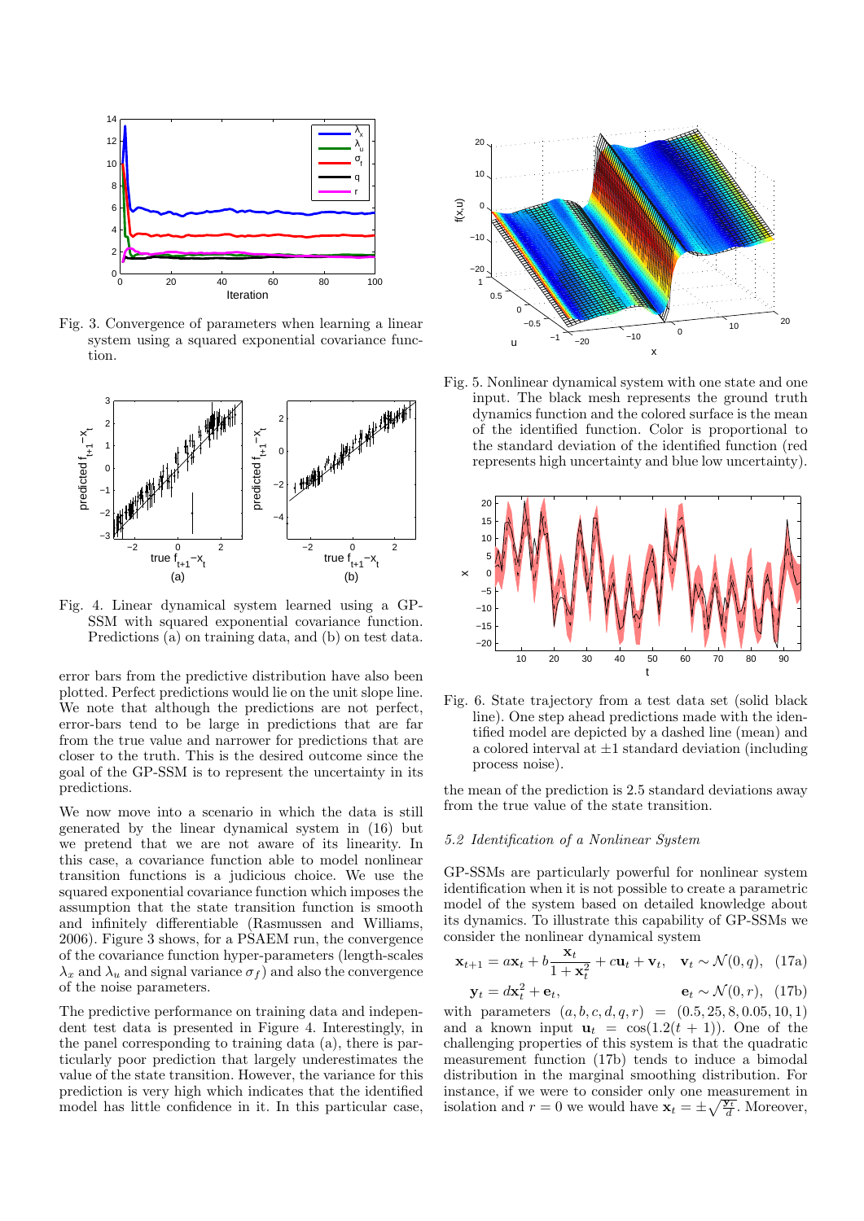Fig. 3. Convergence of parameters when learning a linear system using a squared exponential covariance function.

Fig. 4. Linear dynamical system learned using a GP-SSM with squared exponential covariance function. Predictions (a) on training data, and (b) on test data.

error bars from the predictive distribution have also been plotted. Perfect predictions would lie on the unit slope line. We note that although the predictions are not perfect, error-bars tend to be large in predictions that are far from the true value and narrower for predictions that are closer to the truth. This is the desired outcome since the goal of the GP-SSM is to represent the uncertainty in its predictions.

We now move into a scenario in which the data is still generated by the linear dynamical system in (16) but we pretend that we are not aware of its linearity. In this case, a covariance function able to model nonlinear transition functions is a judicious choice. We use the squared exponential covariance function which imposes the assumption that the state transition function is smooth and infinitely differentiable (Rasmussen and Williams, 2006). Figure 3 shows, for a PSAEM run, the convergence of the covariance function hyper-parameters (length-scales $\lambda_x$ and $\lambda_u$ and signal variance $\sigma_f$) and also the convergence of the noise parameters.

The predictive performance on training data and independent test data is presented in Figure 4. Interestingly, in the panel corresponding to training data (a), there is particularly poor prediction that largely underestimates the value of the state transition. However, the variance for this prediction is very high which indicates that the identified model has little confidence in it. In this particular case, the mean of the prediction is 2.5 standard deviations away from the true value of the state transition.

Fig. 5. Nonlinear dynamical system with one state and one input. The black mesh represents the ground truth dynamics function and the colored surface is the mean of the identified function. Color is proportional to the standard deviation of the identified function (red represents high uncertainty and blue low uncertainty).

Fig. 6. State trajectory from a test data set (solid black line). One step ahead predictions made with the identified model are depicted by a dashed line (mean) and a colored interval at $\pm 1$ standard deviation (including process noise).

### *5.2 Identification of a Nonlinear System*

GP-SSMs are particularly powerful for nonlinear system identification when it is not possible to create a parametric model of the system based on detailed knowledge about its dynamics. To illustrate this capability of GP-SSMs we consider the nonlinear dynamical system

$$\mathbf{x}_{t+1} = a\mathbf{x}_t + b\frac{\mathbf{x}_t}{1+\mathbf{x}_t^2} + c\mathbf{u}_t + \mathbf{v}_t, \quad \mathbf{v}_t \sim \mathcal{N}(0,q), \quad (17a)$$

$$\mathbf{y}_t = d\mathbf{x}_t^2 + \mathbf{e}_t, \qquad \mathbf{e}_t \sim \mathcal{N}(0,r), \quad (17b)$$

with parameters $(a,b,c,d,q,r) = (0.5, 25, 8, 0.05, 10, 1)$ and a known input $\mathbf{u}_t = \cos(1.2(t+1))$. One of the challenging properties of this system is that the quadratic measurement function (17b) tends to induce a bimodal distribution in the marginal smoothing distribution. For instance, if we were to consider only one measurement in isolation and $r = 0$ we would have $\mathbf{x}_t = \pm\sqrt{\frac{\mathbf{y}_t}{d}}$. Moreover,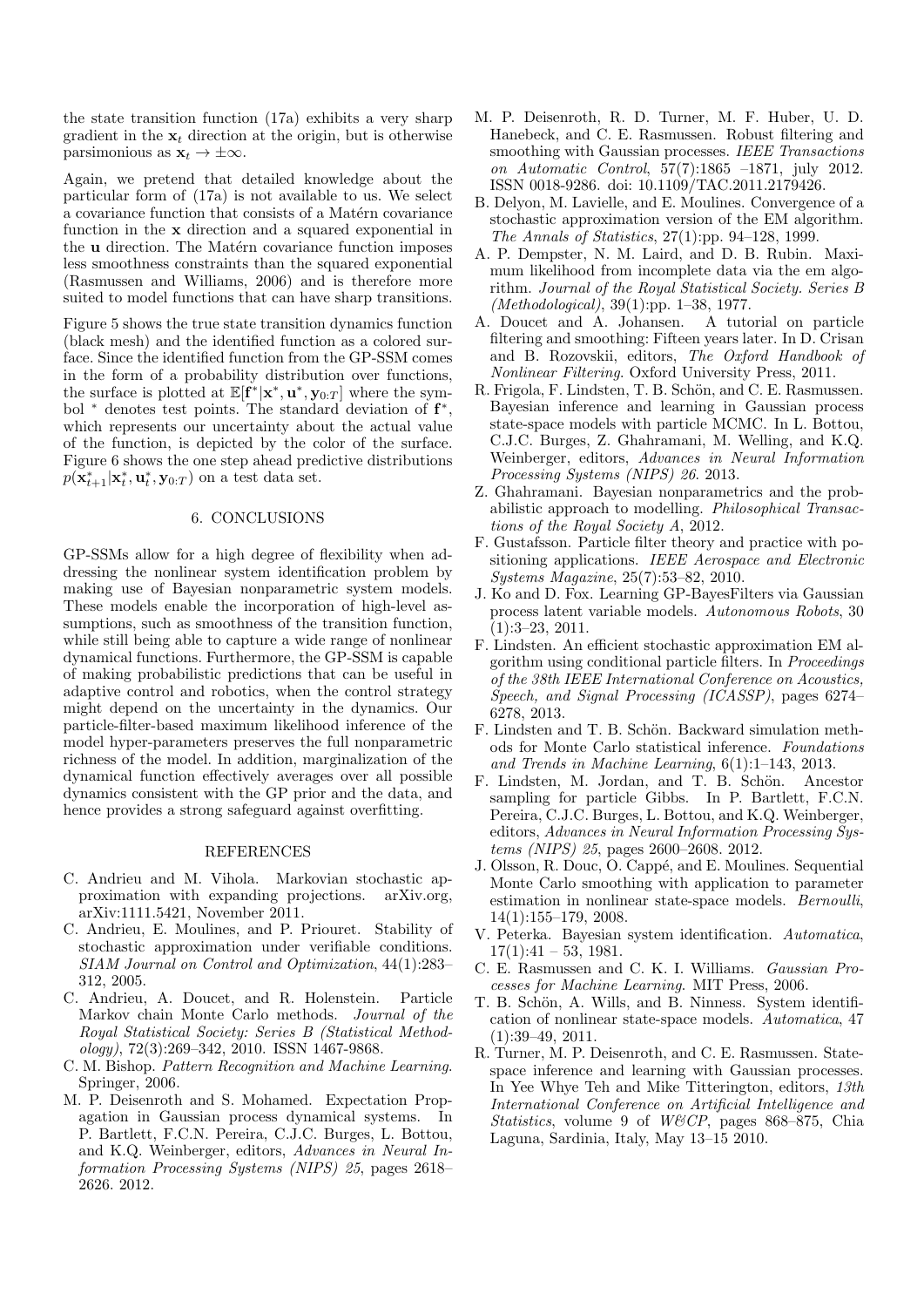the state transition function (17a) exhibits a very sharp gradient in the $\mathbf{x}_t$ direction at the origin, but is otherwise parsimonious as $\mathbf{x}_t \to \pm\infty$.

Again, we pretend that detailed knowledge about the particular form of (17a) is not available to us. We select a covariance function that consists of a Matérn covariance function in the $\mathbf{x}$ direction and a squared exponential in the $\mathbf{u}$ direction. The Matérn covariance function imposes less smoothness constraints than the squared exponential (Rasmussen and Williams, 2006) and is therefore more suited to model functions that can have sharp transitions.

Figure 5 shows the true state transition dynamics function (black mesh) and the identified function as a colored surface. Since the identified function from the GP-SSM comes in the form of a probability distribution over functions, the surface is plotted at $\mathbb{E}[\mathbf{f}^*|\mathbf{x}^*, \mathbf{u}^*, \mathbf{y}_{0:T}]$ where the symbol $^*$ denotes test points. The standard deviation of $\mathbf{f}^*$, which represents our uncertainty about the actual value of the function, is depicted by the color of the surface. Figure 6 shows the one step ahead predictive distributions $p(\mathbf{x}^*_{t+1}|\mathbf{x}^*_t, \mathbf{u}^*_t, \mathbf{y}_{0:T})$ on a test data set.

## 6. CONCLUSIONS

GP-SSMs allow for a high degree of flexibility when addressing the nonlinear system identification problem by making use of Bayesian nonparametric system models. These models enable the incorporation of high-level assumptions, such as smoothness of the transition function, while still being able to capture a wide range of nonlinear dynamical functions. Furthermore, the GP-SSM is capable of making probabilistic predictions that can be useful in adaptive control and robotics, when the control strategy might depend on the uncertainty in the dynamics. Our particle-filter-based maximum likelihood inference of the model hyper-parameters preserves the full nonparametric richness of the model. In addition, marginalization of the dynamical function effectively averages over all possible dynamics consistent with the GP prior and the data, and hence provides a strong safeguard against overfitting.

## REFERENCES

C. Andrieu and M. Vihola. Markovian stochastic approximation with expanding projections. arXiv.org, arXiv:1111.5421, November 2011.

C. Andrieu, E. Moulines, and P. Priouret. Stability of stochastic approximation under verifiable conditions. *SIAM Journal on Control and Optimization*, 44(1):283–312, 2005.

C. Andrieu, A. Doucet, and R. Holenstein. Particle Markov chain Monte Carlo methods. *Journal of the Royal Statistical Society: Series B (Statistical Methodology)*, 72(3):269–342, 2010. ISSN 1467-9868.

C. M. Bishop. *Pattern Recognition and Machine Learning*. Springer, 2006.

M. P. Deisenroth and S. Mohamed. Expectation Propagation in Gaussian process dynamical systems. In P. Bartlett, F.C.N. Pereira, C.J.C. Burges, L. Bottou, and K.Q. Weinberger, editors, *Advances in Neural Information Processing Systems (NIPS) 25*, pages 2618–2626. 2012.

M. P. Deisenroth, R. D. Turner, M. F. Huber, U. D. Hanebeck, and C. E. Rasmussen. Robust filtering and smoothing with Gaussian processes. *IEEE Transactions on Automatic Control*, 57(7):1865 –1871, july 2012. ISSN 0018-9286. doi: 10.1109/TAC.2011.2179426.

B. Delyon, M. Lavielle, and E. Moulines. Convergence of a stochastic approximation version of the EM algorithm. *The Annals of Statistics*, 27(1):pp. 94–128, 1999.

A. P. Dempster, N. M. Laird, and D. B. Rubin. Maximum likelihood from incomplete data via the em algorithm. *Journal of the Royal Statistical Society. Series B (Methodological)*, 39(1):pp. 1–38, 1977.

A. Doucet and A. Johansen. A tutorial on particle filtering and smoothing: Fifteen years later. In D. Crisan and B. Rozovskii, editors, *The Oxford Handbook of Nonlinear Filtering*. Oxford University Press, 2011.

R. Frigola, F. Lindsten, T. B. Schön, and C. E. Rasmussen. Bayesian inference and learning in Gaussian process state-space models with particle MCMC. In L. Bottou, C.J.C. Burges, Z. Ghahramani, M. Welling, and K.Q. Weinberger, editors, *Advances in Neural Information Processing Systems (NIPS) 26*. 2013.

Z. Ghahramani. Bayesian nonparametrics and the probabilistic approach to modelling. *Philosophical Transactions of the Royal Society A*, 2012.

F. Gustafsson. Particle filter theory and practice with positioning applications. *IEEE Aerospace and Electronic Systems Magazine*, 25(7):53–82, 2010.

J. Ko and D. Fox. Learning GP-BayesFilters via Gaussian process latent variable models. *Autonomous Robots*, 30 (1):3–23, 2011.

F. Lindsten. An efficient stochastic approximation EM algorithm using conditional particle filters. In *Proceedings of the 38th IEEE International Conference on Acoustics, Speech, and Signal Processing (ICASSP)*, pages 6274–6278, 2013.

F. Lindsten and T. B. Schön. Backward simulation methods for Monte Carlo statistical inference. *Foundations and Trends in Machine Learning*, 6(1):1–143, 2013.

F. Lindsten, M. Jordan, and T. B. Schön. Ancestor sampling for particle Gibbs. In P. Bartlett, F.C.N. Pereira, C.J.C. Burges, L. Bottou, and K.Q. Weinberger, editors, *Advances in Neural Information Processing Systems (NIPS) 25*, pages 2600–2608. 2012.

J. Olsson, R. Douc, O. Cappé, and E. Moulines. Sequential Monte Carlo smoothing with application to parameter estimation in nonlinear state-space models. *Bernoulli*, 14(1):155–179, 2008.

V. Peterka. Bayesian system identification. *Automatica*, 17(1):41 – 53, 1981.

C. E. Rasmussen and C. K. I. Williams. *Gaussian Processes for Machine Learning*. MIT Press, 2006.

T. B. Schön, A. Wills, and B. Ninness. System identification of nonlinear state-space models. *Automatica*, 47 (1):39–49, 2011.

R. Turner, M. P. Deisenroth, and C. E. Rasmussen. State-space inference and learning with Gaussian processes. In Yee Whye Teh and Mike Titterington, editors, *13th International Conference on Artificial Intelligence and Statistics*, volume 9 of *W&CP*, pages 868–875, Chia Laguna, Sardinia, Italy, May 13–15 2010.